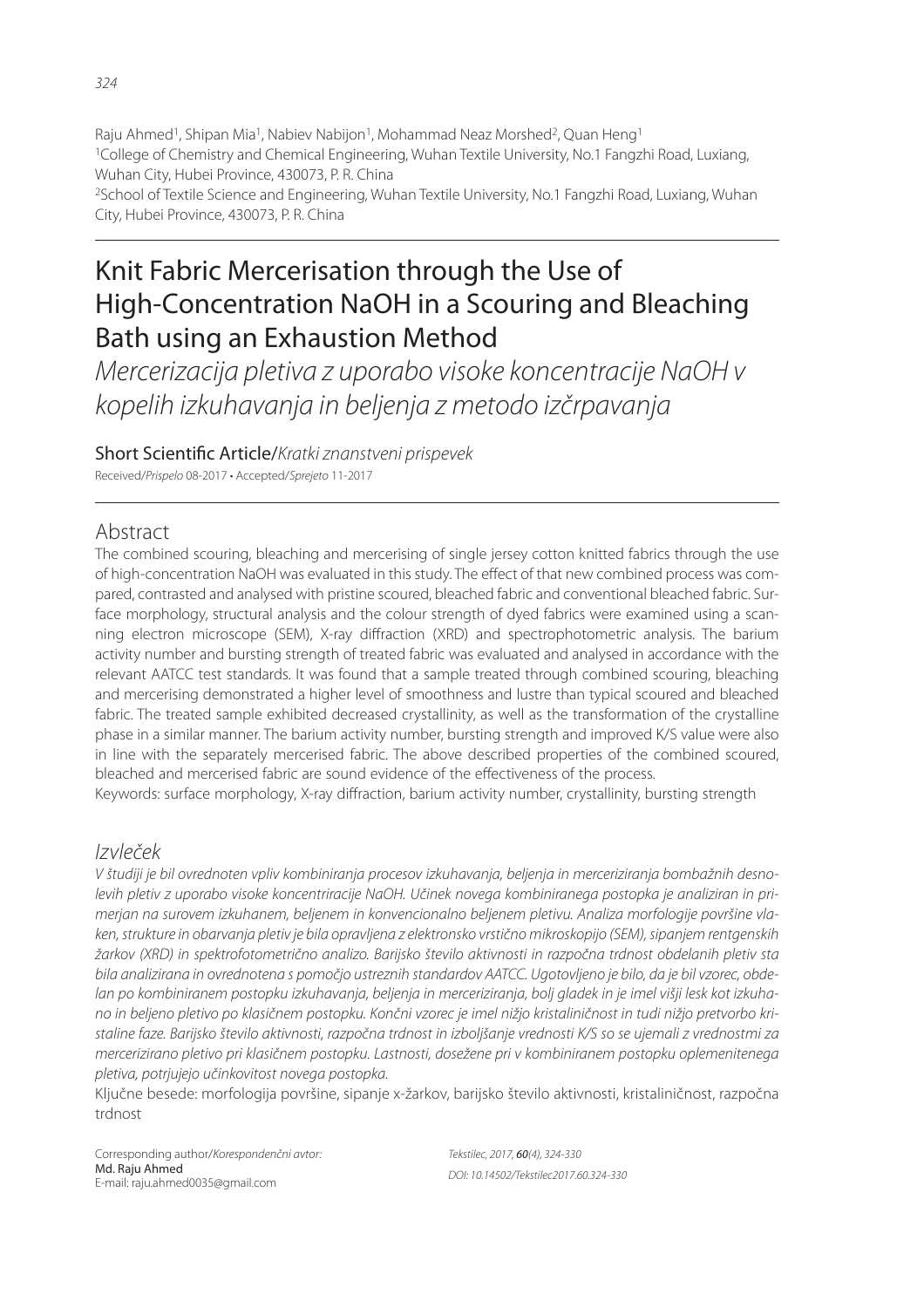Raju Ahmed[1], Shipan Mia[1], Nabiev Nabijon[1], Mohammad Neaz Morshed[2], Quan Heng[1]

[1]College of Chemistry and Chemical Engineering, Wuhan Textile University, No.1 Fangzhi Road, Luxiang, Wuhan City, Hubei Province, 430073, P. R. China

[2]School of Textile Science and Engineering, Wuhan Textile University, No.1 Fangzhi Road, Luxiang, Wuhan City, Hubei Province, 430073, P. R. China

# Knit Fabric Mercerisation through the Use of High-Concentration NaOH in a Scouring and Bleaching Bath using an Exhaustion Method

*Mercerizacija pletiva z uporabo visoke koncentracije NaOH v kopelih izkuhavanja in beljenja z metodo izčrpavanja*

Short Scientific Article/*Kratki znanstveni prispevek*

Received/*Prispelo* 08-2017 • Accepted/*Sprejeto* 11-2017

## Abstract

The combined scouring, bleaching and mercerising of single jersey cotton knitted fabrics through the use of high-concentration NaOH was evaluated in this study. The effect of that new combined process was compared, contrasted and analysed with pristine scoured, bleached fabric and conventional bleached fabric. Surface morphology, structural analysis and the colour strength of dyed fabrics were examined using a scanning electron microscope (SEM), X-ray diffraction (XRD) and spectrophotometric analysis. The barium activity number and bursting strength of treated fabric was evaluated and analysed in accordance with the relevant AATCC test standards. It was found that a sample treated through combined scouring, bleaching and mercerising demonstrated a higher level of smoothness and lustre than typical scoured and bleached fabric. The treated sample exhibited decreased crystallinity, as well as the transformation of the crystalline phase in a similar manner. The barium activity number, bursting strength and improved K/S value were also in line with the separately mercerised fabric. The above described properties of the combined scoured, bleached and mercerised fabric are sound evidence of the effectiveness of the process.

Keywords: surface morphology, X-ray diffraction, barium activity number, crystallinity, bursting strength

## *Izvleček*

*V študiji je bil ovrednoten vpliv kombiniranja procesov izkuhavanja, beljenja in merceriziranja bombažnih desnolevih pletiv z uporabo visoke koncentriracije NaOH. Učinek novega kombiniranega postopka je analiziran in primerjan na surovem izkuhanem, beljenem in konvencionalno beljenem pletivu. Analiza morfologije površine vlaken, strukture in obarvanja pletiv je bila opravljena z elektronsko vrstično mikroskopijo (SEM), sipanjem rentgenskih žarkov (XRD) in spektrofotometrično analizo. Barijsko število aktivnosti in razpočna trdnost obdelanih pletiv sta bila analizirana in ovrednotena s pomočjo ustreznih standardov AATCC. Ugotovljeno je bilo, da je bil vzorec, obdelan po kombiniranem postopku izkuhavanja, beljenja in merceriziranja, bolj gladek in je imel višji lesk kot izkuhano in beljeno pletivo po klasičnem postopku. Končni vzorec je imel nižjo kristaliničnost in tudi nižjo pretvorbo kristaline faze. Barijsko število aktivnosti, razpočna trdnost in izboljšanje vrednosti K/S so se ujemali z vrednostmi za mercerizirano pletivo pri klasičnem postopku. Lastnosti, dosežene pri v kombiniranem postopku oplemenitenega pletiva, potrjujejo učinkovitost novega postopka.*

Ključne besede: morfologija površine, sipanje x-žarkov, barijsko število aktivnosti, kristaliničnost, razpočna trdnost

Corresponding author/*Korespondenčni avtor:*
**Md. Raju Ahmed**
E-mail: raju.ahmed0035@gmail.com

*Tekstilec, 2017, **60**(4), 324-330*
*DOI: 10.14502/Tekstilec2017.60.324-330*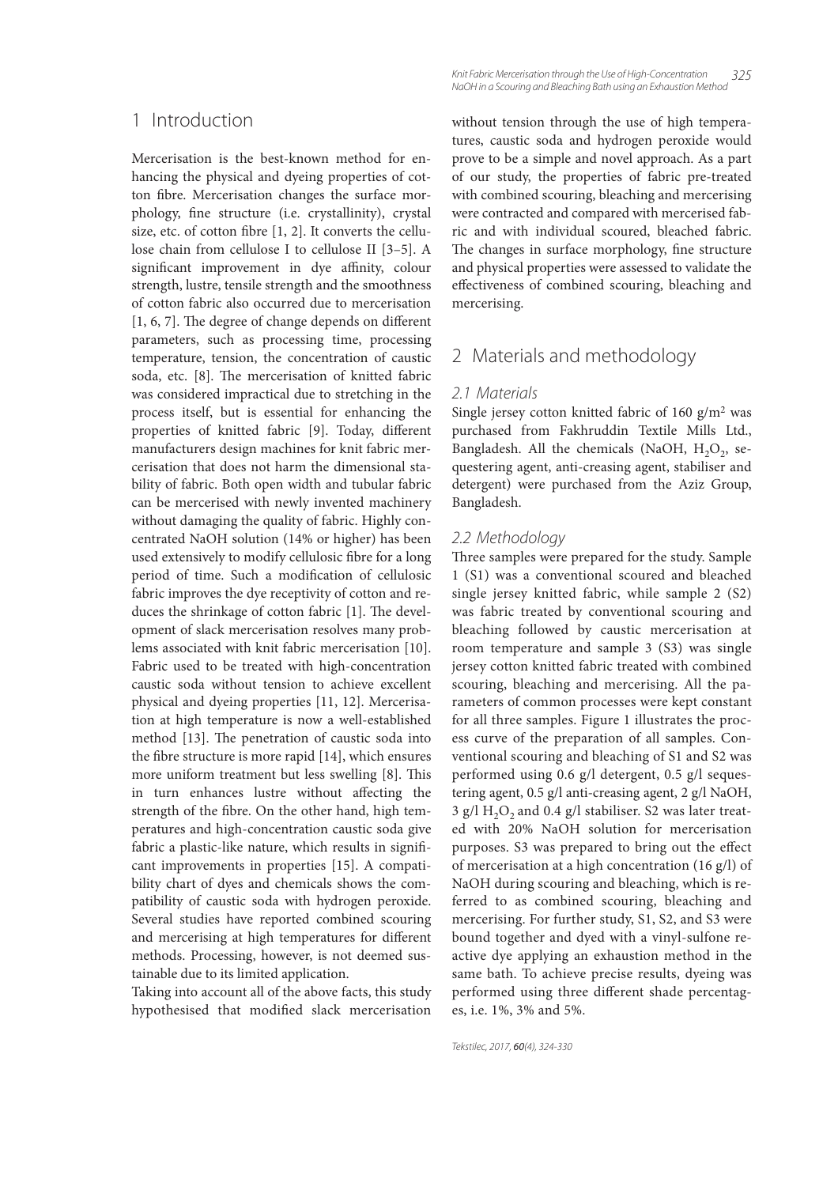## 1 Introduction

Mercerisation is the best-known method for enhancing the physical and dyeing properties of cotton fibre. Mercerisation changes the surface morphology, fine structure (i.e. crystallinity), crystal size, etc. of cotton fibre [1, 2]. It converts the cellulose chain from cellulose I to cellulose II [3–5]. A significant improvement in dye affinity, colour strength, lustre, tensile strength and the smoothness of cotton fabric also occurred due to mercerisation [1, 6, 7]. The degree of change depends on different parameters, such as processing time, processing temperature, tension, the concentration of caustic soda, etc. [8]. The mercerisation of knitted fabric was considered impractical due to stretching in the process itself, but is essential for enhancing the properties of knitted fabric [9]. Today, different manufacturers design machines for knit fabric mercerisation that does not harm the dimensional stability of fabric. Both open width and tubular fabric can be mercerised with newly invented machinery without damaging the quality of fabric. Highly concentrated NaOH solution (14% or higher) has been used extensively to modify cellulosic fibre for a long period of time. Such a modification of cellulosic fabric improves the dye receptivity of cotton and reduces the shrinkage of cotton fabric [1]. The development of slack mercerisation resolves many problems associated with knit fabric mercerisation [10]. Fabric used to be treated with high-concentration caustic soda without tension to achieve excellent physical and dyeing properties [11, 12]. Mercerisation at high temperature is now a well-established method [13]. The penetration of caustic soda into the fibre structure is more rapid [14], which ensures more uniform treatment but less swelling [8]. This in turn enhances lustre without affecting the strength of the fibre. On the other hand, high temperatures and high-concentration caustic soda give fabric a plastic-like nature, which results in significant improvements in properties [15]. A compatibility chart of dyes and chemicals shows the compatibility of caustic soda with hydrogen peroxide. Several studies have reported combined scouring and mercerising at high temperatures for different methods. Processing, however, is not deemed sustainable due to its limited application.

Taking into account all of the above facts, this study hypothesised that modified slack mercerisation without tension through the use of high temperatures, caustic soda and hydrogen peroxide would prove to be a simple and novel approach. As a part of our study, the properties of fabric pre-treated with combined scouring, bleaching and mercerising were contracted and compared with mercerised fabric and with individual scoured, bleached fabric. The changes in surface morphology, fine structure and physical properties were assessed to validate the effectiveness of combined scouring, bleaching and mercerising.

## 2 Materials and methodology

### 2.1 Materials

Single jersey cotton knitted fabric of 160 g/m$^2$ was purchased from Fakhruddin Textile Mills Ltd., Bangladesh. All the chemicals (NaOH, $H_2O_2$, sequestering agent, anti-creasing agent, stabiliser and detergent) were purchased from the Aziz Group, Bangladesh.

### 2.2 Methodology

Three samples were prepared for the study. Sample 1 (S1) was a conventional scoured and bleached single jersey knitted fabric, while sample 2 (S2) was fabric treated by conventional scouring and bleaching followed by caustic mercerisation at room temperature and sample 3 (S3) was single jersey cotton knitted fabric treated with combined scouring, bleaching and mercerising. All the parameters of common processes were kept constant for all three samples. Figure 1 illustrates the process curve of the preparation of all samples. Conventional scouring and bleaching of S1 and S2 was performed using 0.6 g/l detergent, 0.5 g/l sequestering agent, 0.5 g/l anti-creasing agent, 2 g/l NaOH, 3 g/l $H_2O_2$ and 0.4 g/l stabiliser. S2 was later treated with 20% NaOH solution for mercerisation purposes. S3 was prepared to bring out the effect of mercerisation at a high concentration (16 g/l) of NaOH during scouring and bleaching, which is referred to as combined scouring, bleaching and mercerising. For further study, S1, S2, and S3 were bound together and dyed with a vinyl-sulfone reactive dye applying an exhaustion method in the same bath. To achieve precise results, dyeing was performed using three different shade percentages, i.e. 1%, 3% and 5%.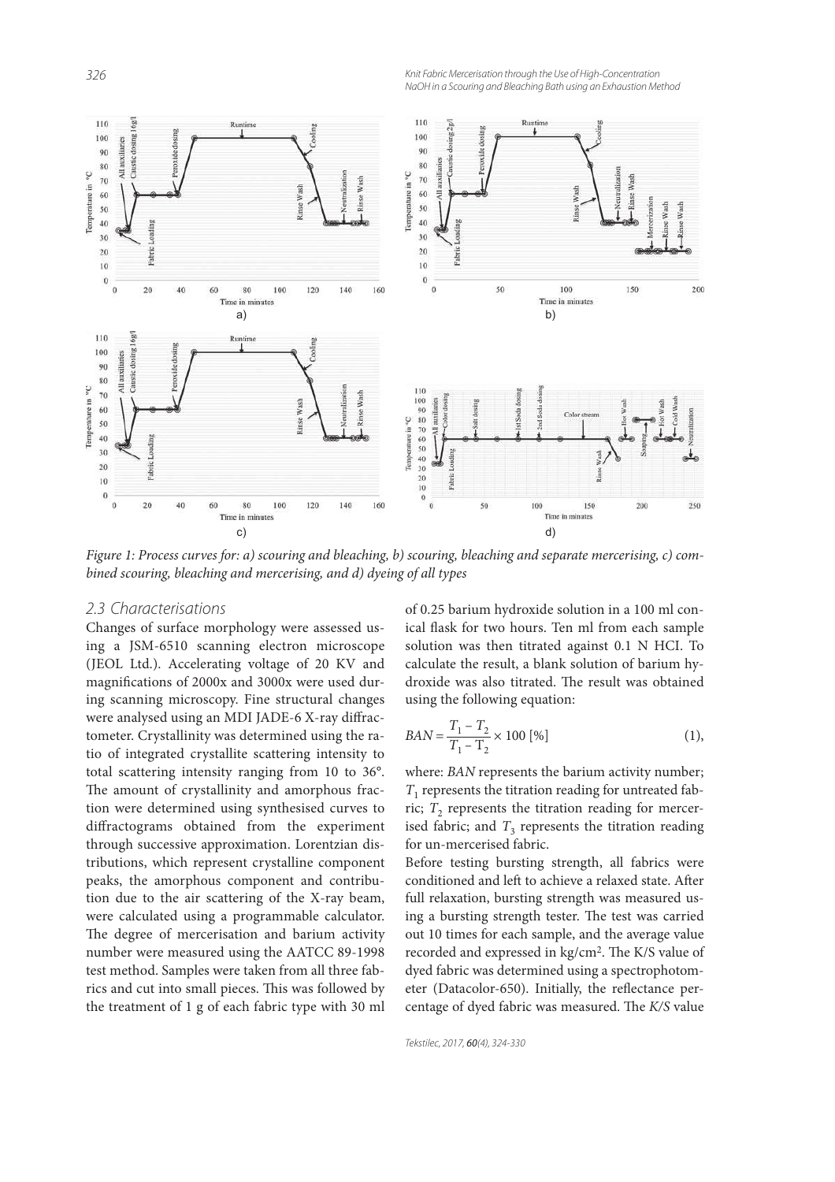Figure 1: Process curves for: a) scouring and bleaching, b) scouring, bleaching and separate mercerising, c) combined scouring, bleaching and mercerising, and d) dyeing of all types

### 2.3 Characterisations

Changes of surface morphology were assessed using a JSM-6510 scanning electron microscope (JEOL Ltd.). Accelerating voltage of 20 KV and magnifications of 2000x and 3000x were used during scanning microscopy. Fine structural changes were analysed using an MDI JADE-6 X-ray diffractometer. Crystallinity was determined using the ratio of integrated crystallite scattering intensity to total scattering intensity ranging from 10 to 36°. The amount of crystallinity and amorphous fraction were determined using synthesised curves to diffractograms obtained from the experiment through successive approximation. Lorentzian distributions, which represent crystalline component peaks, the amorphous component and contribution due to the air scattering of the X-ray beam, were calculated using a programmable calculator. The degree of mercerisation and barium activity number were measured using the AATCC 89-1998 test method. Samples were taken from all three fabrics and cut into small pieces. This was followed by the treatment of 1 g of each fabric type with 30 ml of 0.25 barium hydroxide solution in a 100 ml conical flask for two hours. Ten ml from each sample solution was then titrated against 0.1 N HCl. To calculate the result, a blank solution of barium hydroxide was also titrated. The result was obtained using the following equation:

$$BAN = \frac{T_1 - T_2}{T_1 - T_2} \times 100 \text{ [\%]} \quad (1),$$

where: *BAN* represents the barium activity number; $T_1$ represents the titration reading for untreated fabric; $T_2$ represents the titration reading for mercerised fabric; and $T_3$ represents the titration reading for un-mercerised fabric.

Before testing bursting strength, all fabrics were conditioned and left to achieve a relaxed state. After full relaxation, bursting strength was measured using a bursting strength tester. The test was carried out 10 times for each sample, and the average value recorded and expressed in kg/cm². The K/S value of dyed fabric was determined using a spectrophotometer (Datacolor-650). Initially, the reflectance percentage of dyed fabric was measured. The *K/S* value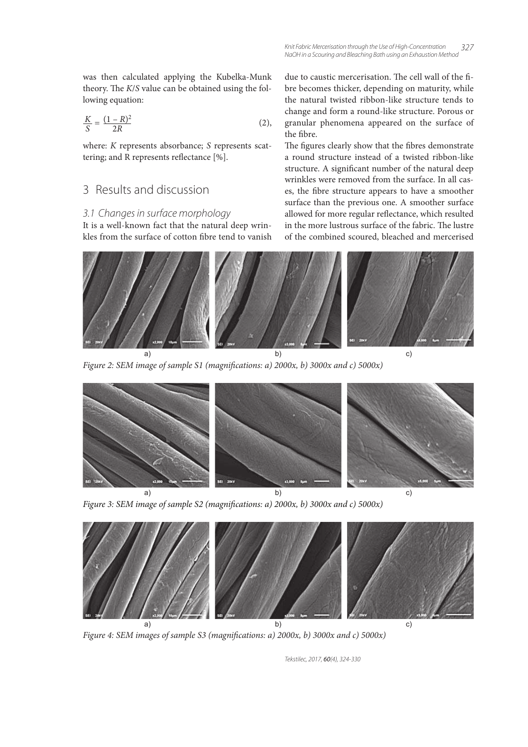was then calculated applying the Kubelka-Munk theory. The $K/S$ value can be obtained using the following equation:

$$\frac{K}{S} = \frac{(1-R)^2}{2R} \quad (2),$$

where: $K$ represents absorbance; $S$ represents scattering; and R represents reflectance [%].

## 3 Results and discussion

### 3.1 Changes in surface morphology

It is a well-known fact that the natural deep wrinkles from the surface of cotton fibre tend to vanish due to caustic mercerisation. The cell wall of the fibre becomes thicker, depending on maturity, while the natural twisted ribbon-like structure tends to change and form a round-like structure. Porous or granular phenomena appeared on the surface of the fibre.

The figures clearly show that the fibres demonstrate a round structure instead of a twisted ribbon-like structure. A significant number of the natural deep wrinkles were removed from the surface. In all cases, the fibre structure appears to have a smoother surface than the previous one. A smoother surface allowed for more regular reflectance, which resulted in the more lustrous surface of the fabric. The lustre of the combined scoured, bleached and mercerised

*Figure 2: SEM image of sample S1 (magnifications: a) 2000x, b) 3000x and c) 5000x)*

*Figure 3: SEM image of sample S2 (magnifications: a) 2000x, b) 3000x and c) 5000x)*

*Figure 4: SEM images of sample S3 (magnifications: a) 2000x, b) 3000x and c) 5000x)*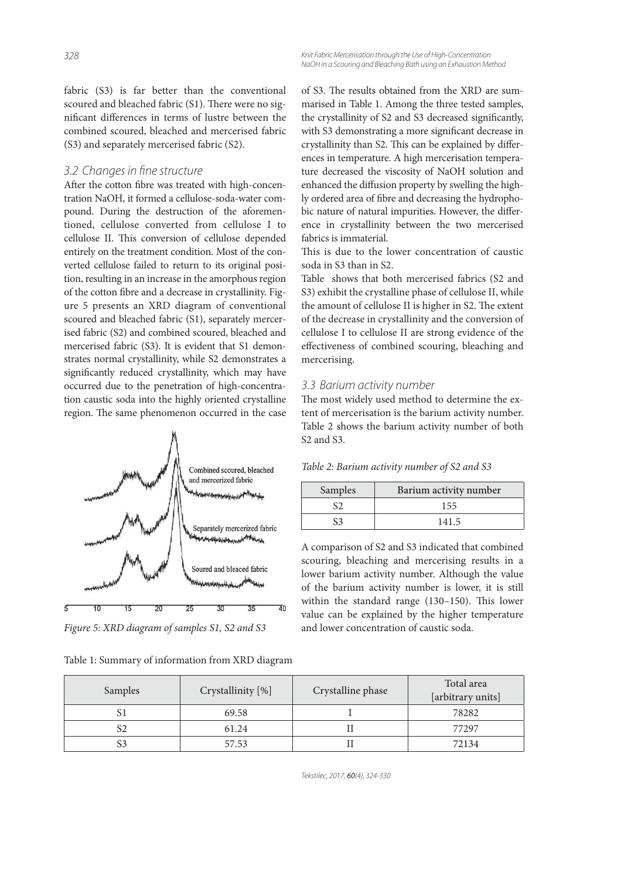fabric (S3) is far better than the conventional scoured and bleached fabric (S1). There were no significant differences in terms of lustre between the combined scoured, bleached and mercerised fabric (S3) and separately mercerised fabric (S2).

### 3.2 Changes in fine structure

After the cotton fibre was treated with high-concentration NaOH, it formed a cellulose-soda-water compound. During the destruction of the aforementioned, cellulose converted from cellulose I to cellulose II. This conversion of cellulose depended entirely on the treatment condition. Most of the converted cellulose failed to return to its original position, resulting in an increase in the amorphous region of the cotton fibre and a decrease in crystallinity. Figure 5 presents an XRD diagram of conventional scoured and bleached fabric (S1), separately mercerised fabric (S2) and combined scoured, bleached and mercerised fabric (S3). It is evident that S1 demonstrates normal crystallinity, while S2 demonstrates a significantly reduced crystallinity, which may have occurred due to the penetration of high-concentration caustic soda into the highly oriented crystalline region. The same phenomenon occurred in the case of S3. The results obtained from the XRD are summarised in Table 1. Among the three tested samples, the crystallinity of S2 and S3 decreased significantly, with S3 demonstrating a more significant decrease in crystallinity than S2. This can be explained by differences in temperature. A high mercerisation temperature decreased the viscosity of NaOH solution and enhanced the diffusion property by swelling the highly ordered area of fibre and decreasing the hydrophobic nature of natural impurities. However, the difference in crystallinity between the two mercerised fabrics is immaterial.

This is due to the lower concentration of caustic soda in S3 than in S2.

Table shows that both mercerised fabrics (S2 and S3) exhibit the crystalline phase of cellulose II, while the amount of cellulose II is higher in S2. The extent of the decrease in crystallinity and the conversion of cellulose I to cellulose II are strong evidence of the effectiveness of combined scouring, bleaching and mercerising.

Figure 5: XRD diagram of samples S1, S2 and S3

Table 1: Summary of information from XRD diagram

| Samples | Crystallinity [%] | Crystalline phase | Total area [arbitrary units] |
|---|---|---|---|
| S1 | 69.58 | I | 78282 |
| S2 | 61.24 | II | 77297 |
| S3 | 57.53 | II | 72134 |

### 3.3 Barium activity number

The most widely used method to determine the extent of mercerisation is the barium activity number. Table 2 shows the barium activity number of both S2 and S3.

*Table 2: Barium activity number of S2 and S3*

| Samples | Barium activity number |
|---|---|
| S2 | 155 |
| S3 | 141.5 |

A comparison of S2 and S3 indicated that combined scouring, bleaching and mercerising results in a lower barium activity number. Although the value of the barium activity number is lower, it is still within the standard range (130–150). This lower value can be explained by the higher temperature and lower concentration of caustic soda.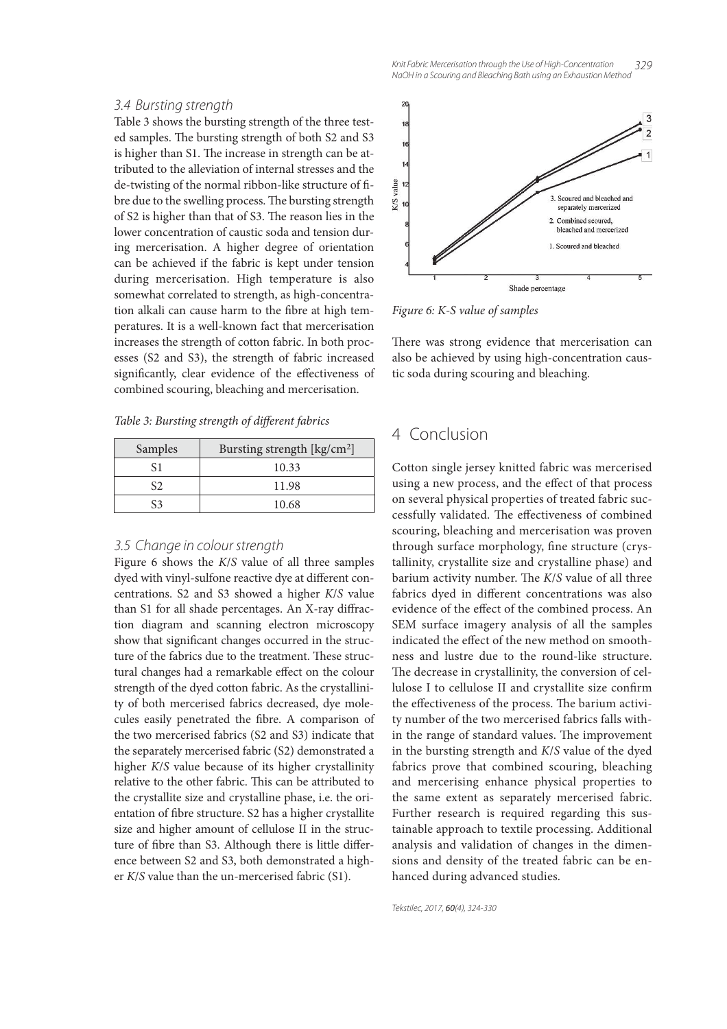### 3.4 Bursting strength

Table 3 shows the bursting strength of the three tested samples. The bursting strength of both S2 and S3 is higher than S1. The increase in strength can be attributed to the alleviation of internal stresses and the de-twisting of the normal ribbon-like structure of fibre due to the swelling process. The bursting strength of S2 is higher than that of S3. The reason lies in the lower concentration of caustic soda and tension during mercerisation. A higher degree of orientation can be achieved if the fabric is kept under tension during mercerisation. High temperature is also somewhat correlated to strength, as high-concentration alkali can cause harm to the fibre at high temperatures. It is a well-known fact that mercerisation increases the strength of cotton fabric. In both processes (S2 and S3), the strength of fabric increased significantly, clear evidence of the effectiveness of combined scouring, bleaching and mercerisation.

*Table 3: Bursting strength of different fabrics*

| Samples | Bursting strength [kg/cm$^2$] |
|---|---|
| S1 | 10.33 |
| S2 | 11.98 |
| S3 | 10.68 |

### 3.5 Change in colour strength

Figure 6 shows the *K*/*S* value of all three samples dyed with vinyl-sulfone reactive dye at different concentrations. S2 and S3 showed a higher *K*/*S* value than S1 for all shade percentages. An X-ray diffraction diagram and scanning electron microscopy show that significant changes occurred in the structure of the fabrics due to the treatment. These structural changes had a remarkable effect on the colour strength of the dyed cotton fabric. As the crystallinity of both mercerised fabrics decreased, dye molecules easily penetrated the fibre. A comparison of the two mercerised fabrics (S2 and S3) indicate that the separately mercerised fabric (S2) demonstrated a higher *K*/*S* value because of its higher crystallinity relative to the other fabric. This can be attributed to the crystallite size and crystalline phase, i.e. the orientation of fibre structure. S2 has a higher crystallite size and higher amount of cellulose II in the structure of fibre than S3. Although there is little difference between S2 and S3, both demonstrated a higher *K*/*S* value than the un-mercerised fabric (S1).

*Figure 6: K-S value of samples*

There was strong evidence that mercerisation can also be achieved by using high-concentration caustic soda during scouring and bleaching.

## 4 Conclusion

Cotton single jersey knitted fabric was mercerised using a new process, and the effect of that process on several physical properties of treated fabric successfully validated. The effectiveness of combined scouring, bleaching and mercerisation was proven through surface morphology, fine structure (crystallinity, crystallite size and crystalline phase) and barium activity number. The *K*/*S* value of all three fabrics dyed in different concentrations was also evidence of the effect of the combined process. An SEM surface imagery analysis of all the samples indicated the effect of the new method on smoothness and lustre due to the round-like structure. The decrease in crystallinity, the conversion of cellulose I to cellulose II and crystallite size confirm the effectiveness of the process. The barium activity number of the two mercerised fabrics falls within the range of standard values. The improvement in the bursting strength and *K*/*S* value of the dyed fabrics prove that combined scouring, bleaching and mercerising enhance physical properties to the same extent as separately mercerised fabric. Further research is required regarding this sustainable approach to textile processing. Additional analysis and validation of changes in the dimensions and density of the treated fabric can be enhanced during advanced studies.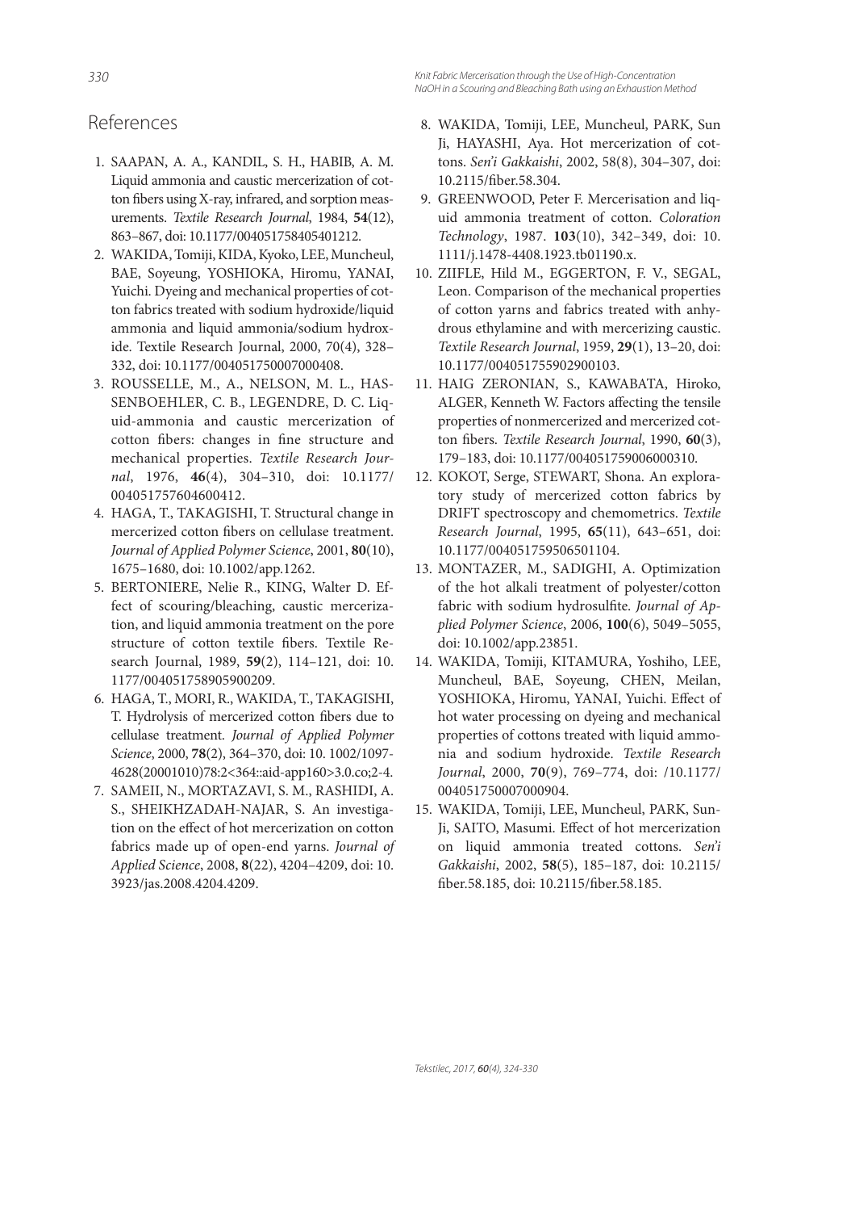## References

1. SAAPAN, A. A., KANDIL, S. H., HABIB, A. M. Liquid ammonia and caustic mercerization of cotton fibers using X-ray, infrared, and sorption measurements. *Textile Research Journal*, 1984, **54**(12), 863–867, doi: 10.1177/004051758405401212.
2. WAKIDA, Tomiji, KIDA, Kyoko, LEE, Muncheul, BAE, Soyeung, YOSHIOKA, Hiromu, YANAI, Yuichi. Dyeing and mechanical properties of cotton fabrics treated with sodium hydroxide/liquid ammonia and liquid ammonia/sodium hydroxide. Textile Research Journal, 2000, 70(4), 328–332, doi: 10.1177/004051750007000408.
3. ROUSSELLE, M., A., NELSON, M. L., HASSENBOEHLER, C. B., LEGENDRE, D. C. Liquid-ammonia and caustic mercerization of cotton fibers: changes in fine structure and mechanical properties. *Textile Research Journal*, 1976, **46**(4), 304–310, doi: 10.1177/004051757604600412.
4. HAGA, T., TAKAGISHI, T. Structural change in mercerized cotton fibers on cellulase treatment. *Journal of Applied Polymer Science*, 2001, **80**(10), 1675–1680, doi: 10.1002/app.1262.
5. BERTONIERE, Nelie R., KING, Walter D. Effect of scouring/bleaching, caustic mercerization, and liquid ammonia treatment on the pore structure of cotton textile fibers. Textile Research Journal, 1989, **59**(2), 114–121, doi: 10.1177/004051758905900209.
6. HAGA, T., MORI, R., WAKIDA, T., TAKAGISHI, T. Hydrolysis of mercerized cotton fibers due to cellulase treatment. *Journal of Applied Polymer Science*, 2000, **78**(2), 364–370, doi: 10. 1002/1097-4628(20001010)78:2<364::aid-app160>3.0.co;2-4.
7. SAMEII, N., MORTAZAVI, S. M., RASHIDI, A. S., SHEIKHZADAH-NAJAR, S. An investigation on the effect of hot mercerization on cotton fabrics made up of open-end yarns. *Journal of Applied Science*, 2008, **8**(22), 4204–4209, doi: 10. 3923/jas.2008.4204.4209.
8. WAKIDA, Tomiji, LEE, Muncheul, PARK, Sun Ji, HAYASHI, Aya. Hot mercerization of cottons. *Sen'i Gakkaishi*, 2002, 58(8), 304–307, doi: 10.2115/fiber.58.304.
9. GREENWOOD, Peter F. Mercerisation and liquid ammonia treatment of cotton. *Coloration Technology*, 1987. **103**(10), 342–349, doi: 10. 1111/j.1478-4408.1923.tb01190.x.
10. ZIIFLE, Hild M., EGGERTON, F. V., SEGAL, Leon. Comparison of the mechanical properties of cotton yarns and fabrics treated with anhydrous ethylamine and with mercerizing caustic. *Textile Research Journal*, 1959, **29**(1), 13–20, doi: 10.1177/004051755902900103.
11. HAIG ZERONIAN, S., KAWABATA, Hiroko, ALGER, Kenneth W. Factors affecting the tensile properties of nonmercerized and mercerized cotton fibers. *Textile Research Journal*, 1990, **60**(3), 179–183, doi: 10.1177/004051759006000310.
12. KOKOT, Serge, STEWART, Shona. An exploratory study of mercerized cotton fabrics by DRIFT spectroscopy and chemometrics. *Textile Research Journal*, 1995, **65**(11), 643–651, doi: 10.1177/004051759506501104.
13. MONTAZER, M., SADIGHI, A. Optimization of the hot alkali treatment of polyester/cotton fabric with sodium hydrosulfite. *Journal of Applied Polymer Science*, 2006, **100**(6), 5049–5055, doi: 10.1002/app.23851.
14. WAKIDA, Tomiji, KITAMURA, Yoshiho, LEE, Muncheul, BAE, Soyeung, CHEN, Meilan, YOSHIOKA, Hiromu, YANAI, Yuichi. Effect of hot water processing on dyeing and mechanical properties of cottons treated with liquid ammonia and sodium hydroxide. *Textile Research Journal*, 2000, **70**(9), 769–774, doi: /10.1177/004051750007000904.
15. WAKIDA, Tomiji, LEE, Muncheul, PARK, Sun-Ji, SAITO, Masumi. Effect of hot mercerization on liquid ammonia treated cottons. *Sen'i Gakkaishi*, 2002, **58**(5), 185–187, doi: 10.2115/fiber.58.185, doi: 10.2115/fiber.58.185.